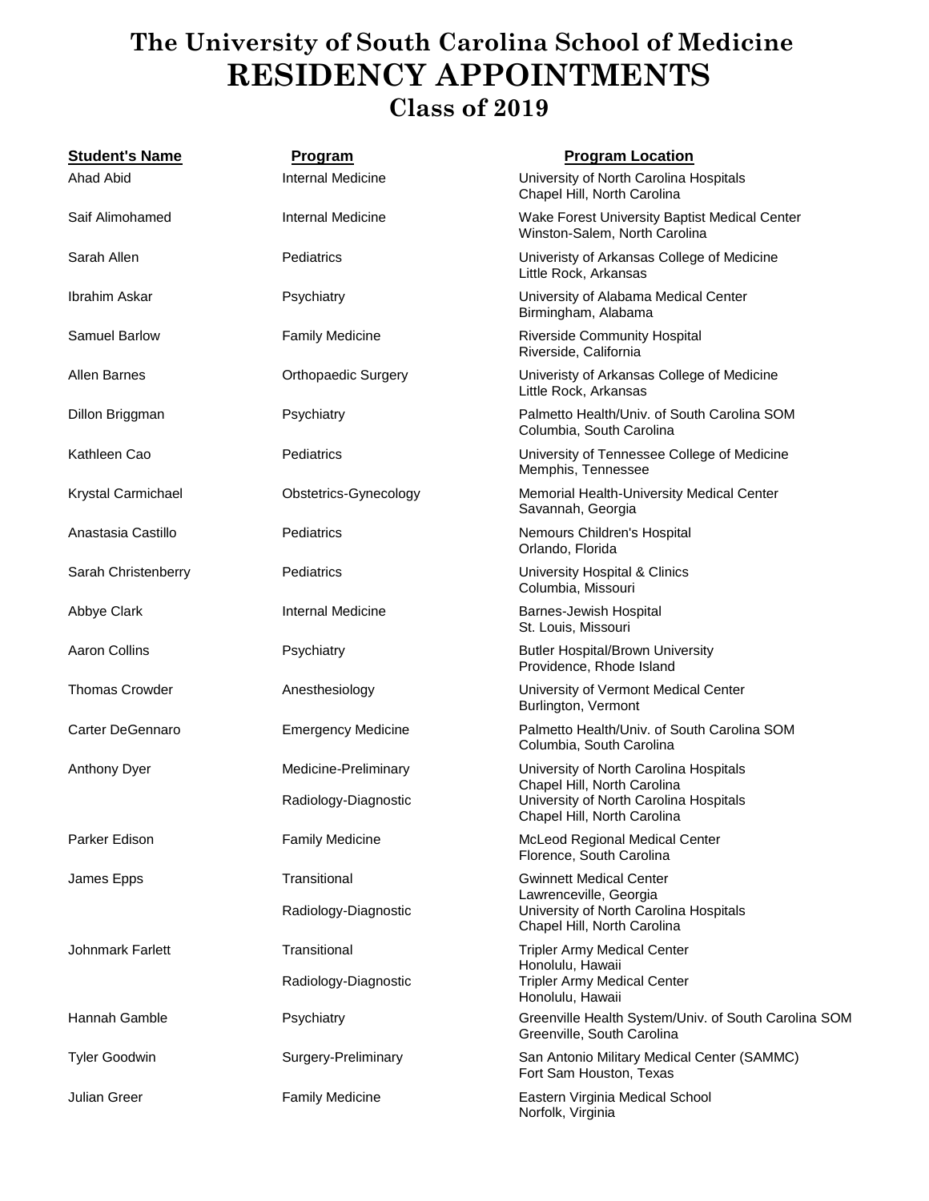# The University of South Carolina School of Medicine
# RESIDENCY APPOINTMENTS
## Class of 2019

| Student's Name | Program | Program Location |
|---|---|---|
| Ahad Abid | Internal Medicine | University of North Carolina Hospitals<br>Chapel Hill, North Carolina |
| Saif Alimohamed | Internal Medicine | Wake Forest University Baptist Medical Center<br>Winston-Salem, North Carolina |
| Sarah Allen | Pediatrics | Univeristy of Arkansas College of Medicine<br>Little Rock, Arkansas |
| Ibrahim Askar | Psychiatry | University of Alabama Medical Center<br>Birmingham, Alabama |
| Samuel Barlow | Family Medicine | Riverside Community Hospital<br>Riverside, California |
| Allen Barnes | Orthopaedic Surgery | Univeristy of Arkansas College of Medicine<br>Little Rock, Arkansas |
| Dillon Briggman | Psychiatry | Palmetto Health/Univ. of South Carolina SOM<br>Columbia, South Carolina |
| Kathleen Cao | Pediatrics | University of Tennessee College of Medicine<br>Memphis, Tennessee |
| Krystal Carmichael | Obstetrics-Gynecology | Memorial Health-University Medical Center<br>Savannah, Georgia |
| Anastasia Castillo | Pediatrics | Nemours Children's Hospital<br>Orlando, Florida |
| Sarah Christenberry | Pediatrics | University Hospital & Clinics<br>Columbia, Missouri |
| Abbye Clark | Internal Medicine | Barnes-Jewish Hospital<br>St. Louis, Missouri |
| Aaron Collins | Psychiatry | Butler Hospital/Brown University<br>Providence, Rhode Island |
| Thomas Crowder | Anesthesiology | University of Vermont Medical Center<br>Burlington, Vermont |
| Carter DeGennaro | Emergency Medicine | Palmetto Health/Univ. of South Carolina SOM<br>Columbia, South Carolina |
| Anthony Dyer | Medicine-Preliminary | University of North Carolina Hospitals<br>Chapel Hill, North Carolina |
| | Radiology-Diagnostic | University of North Carolina Hospitals<br>Chapel Hill, North Carolina |
| Parker Edison | Family Medicine | McLeod Regional Medical Center<br>Florence, South Carolina |
| James Epps | Transitional | Gwinnett Medical Center<br>Lawrenceville, Georgia |
| | Radiology-Diagnostic | University of North Carolina Hospitals<br>Chapel Hill, North Carolina |
| Johnmark Farlett | Transitional | Tripler Army Medical Center<br>Honolulu, Hawaii |
| | Radiology-Diagnostic | Tripler Army Medical Center<br>Honolulu, Hawaii |
| Hannah Gamble | Psychiatry | Greenville Health System/Univ. of South Carolina SOM<br>Greenville, South Carolina |
| Tyler Goodwin | Surgery-Preliminary | San Antonio Military Medical Center (SAMMC)<br>Fort Sam Houston, Texas |
| Julian Greer | Family Medicine | Eastern Virginia Medical School<br>Norfolk, Virginia |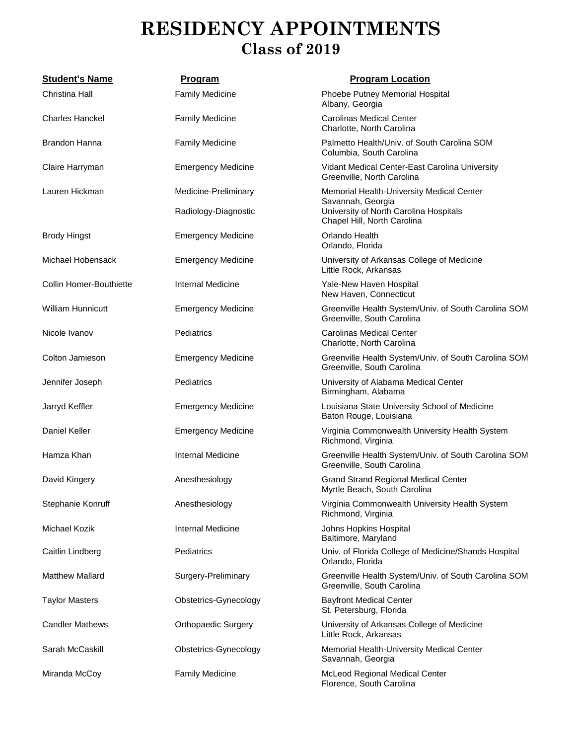# RESIDENCY APPOINTMENTS
## Class of 2019

| Student's Name | Program | Program Location |
|---|---|---|
| Christina Hall | Family Medicine | Phoebe Putney Memorial Hospital<br>Albany, Georgia |
| Charles Hanckel | Family Medicine | Carolinas Medical Center<br>Charlotte, North Carolina |
| Brandon Hanna | Family Medicine | Palmetto Health/Univ. of South Carolina SOM<br>Columbia, South Carolina |
| Claire Harryman | Emergency Medicine | Vidant Medical Center-East Carolina University<br>Greenville, North Carolina |
| Lauren Hickman | Medicine-Preliminary | Memorial Health-University Medical Center<br>Savannah, Georgia |
| | Radiology-Diagnostic | University of North Carolina Hospitals<br>Chapel Hill, North Carolina |
| Brody Hingst | Emergency Medicine | Orlando Health<br>Orlando, Florida |
| Michael Hobensack | Emergency Medicine | University of Arkansas College of Medicine<br>Little Rock, Arkansas |
| Collin Homer-Bouthiette | Internal Medicine | Yale-New Haven Hospital<br>New Haven, Connecticut |
| William Hunnicutt | Emergency Medicine | Greenville Health System/Univ. of South Carolina SOM<br>Greenville, South Carolina |
| Nicole Ivanov | Pediatrics | Carolinas Medical Center<br>Charlotte, North Carolina |
| Colton Jamieson | Emergency Medicine | Greenville Health System/Univ. of South Carolina SOM<br>Greenville, South Carolina |
| Jennifer Joseph | Pediatrics | University of Alabama Medical Center<br>Birmingham, Alabama |
| Jarryd Keffler | Emergency Medicine | Louisiana State University School of Medicine<br>Baton Rouge, Louisiana |
| Daniel Keller | Emergency Medicine | Virginia Commonwealth University Health System<br>Richmond, Virginia |
| Hamza Khan | Internal Medicine | Greenville Health System/Univ. of South Carolina SOM<br>Greenville, South Carolina |
| David Kingery | Anesthesiology | Grand Strand Regional Medical Center<br>Myrtle Beach, South Carolina |
| Stephanie Konruff | Anesthesiology | Virginia Commonwealth University Health System<br>Richmond, Virginia |
| Michael Kozik | Internal Medicine | Johns Hopkins Hospital<br>Baltimore, Maryland |
| Caitlin Lindberg | Pediatrics | Univ. of Florida College of Medicine/Shands Hospital<br>Orlando, Florida |
| Matthew Mallard | Surgery-Preliminary | Greenville Health System/Univ. of South Carolina SOM<br>Greenville, South Carolina |
| Taylor Masters | Obstetrics-Gynecology | Bayfront Medical Center<br>St. Petersburg, Florida |
| Candler Mathews | Orthopaedic Surgery | University of Arkansas College of Medicine<br>Little Rock, Arkansas |
| Sarah McCaskill | Obstetrics-Gynecology | Memorial Health-University Medical Center<br>Savannah, Georgia |
| Miranda McCoy | Family Medicine | McLeod Regional Medical Center<br>Florence, South Carolina |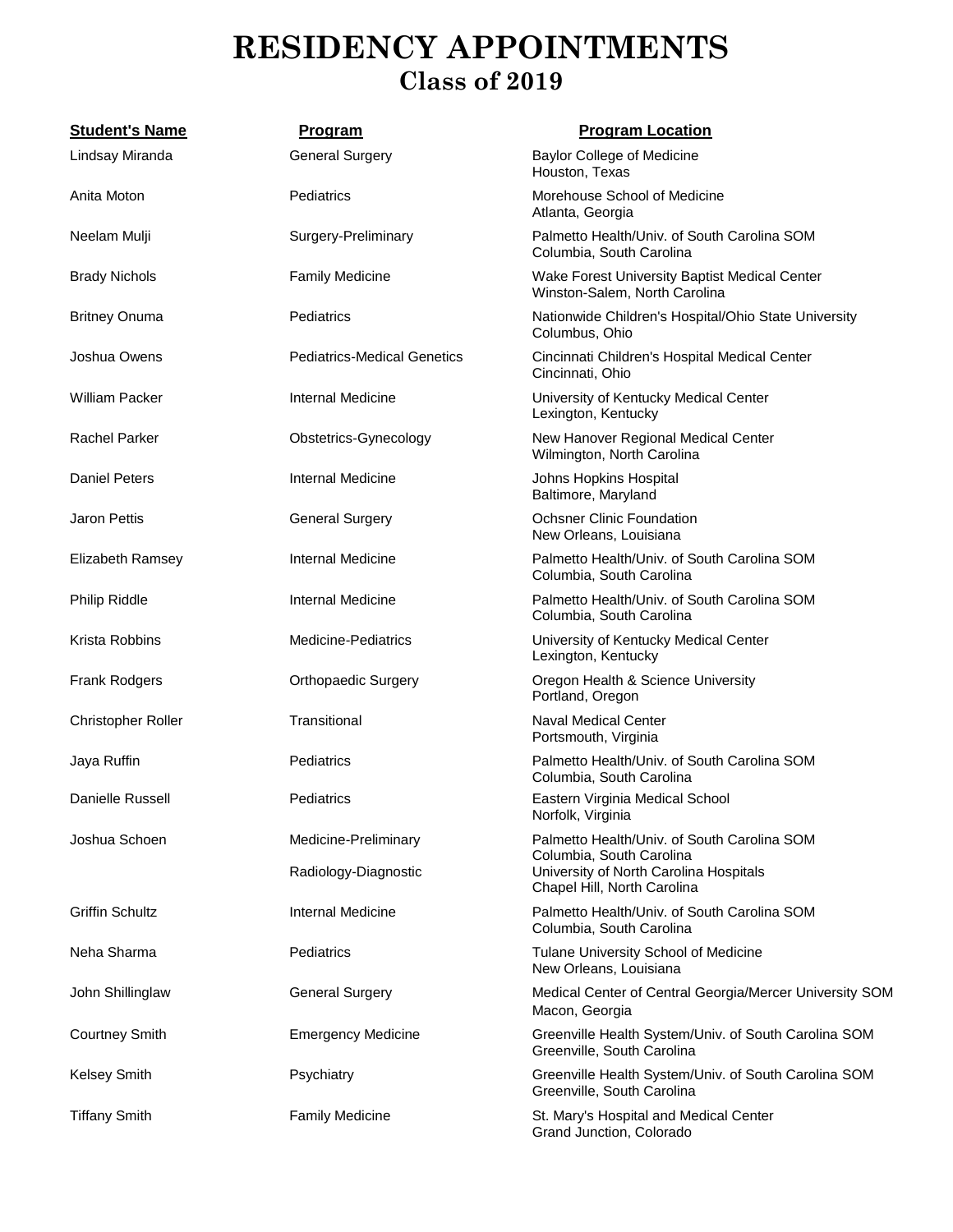# RESIDENCY APPOINTMENTS
## Class of 2019

| Student's Name | Program | Program Location |
| --- | --- | --- |
| Lindsay Miranda | General Surgery | Baylor College of Medicine<br>Houston, Texas |
| Anita Moton | Pediatrics | Morehouse School of Medicine<br>Atlanta, Georgia |
| Neelam Mulji | Surgery-Preliminary | Palmetto Health/Univ. of South Carolina SOM<br>Columbia, South Carolina |
| Brady Nichols | Family Medicine | Wake Forest University Baptist Medical Center<br>Winston-Salem, North Carolina |
| Britney Onuma | Pediatrics | Nationwide Children's Hospital/Ohio State University<br>Columbus, Ohio |
| Joshua Owens | Pediatrics-Medical Genetics | Cincinnati Children's Hospital Medical Center<br>Cincinnati, Ohio |
| William Packer | Internal Medicine | University of Kentucky Medical Center<br>Lexington, Kentucky |
| Rachel Parker | Obstetrics-Gynecology | New Hanover Regional Medical Center<br>Wilmington, North Carolina |
| Daniel Peters | Internal Medicine | Johns Hopkins Hospital<br>Baltimore, Maryland |
| Jaron Pettis | General Surgery | Ochsner Clinic Foundation<br>New Orleans, Louisiana |
| Elizabeth Ramsey | Internal Medicine | Palmetto Health/Univ. of South Carolina SOM<br>Columbia, South Carolina |
| Philip Riddle | Internal Medicine | Palmetto Health/Univ. of South Carolina SOM<br>Columbia, South Carolina |
| Krista Robbins | Medicine-Pediatrics | University of Kentucky Medical Center<br>Lexington, Kentucky |
| Frank Rodgers | Orthopaedic Surgery | Oregon Health & Science University<br>Portland, Oregon |
| Christopher Roller | Transitional | Naval Medical Center<br>Portsmouth, Virginia |
| Jaya Ruffin | Pediatrics | Palmetto Health/Univ. of South Carolina SOM<br>Columbia, South Carolina |
| Danielle Russell | Pediatrics | Eastern Virginia Medical School<br>Norfolk, Virginia |
| Joshua Schoen | Medicine-Preliminary | Palmetto Health/Univ. of South Carolina SOM<br>Columbia, South Carolina |
| | Radiology-Diagnostic | University of North Carolina Hospitals<br>Chapel Hill, North Carolina |
| Griffin Schultz | Internal Medicine | Palmetto Health/Univ. of South Carolina SOM<br>Columbia, South Carolina |
| Neha Sharma | Pediatrics | Tulane University School of Medicine<br>New Orleans, Louisiana |
| John Shillinglaw | General Surgery | Medical Center of Central Georgia/Mercer University SOM<br>Macon, Georgia |
| Courtney Smith | Emergency Medicine | Greenville Health System/Univ. of South Carolina SOM<br>Greenville, South Carolina |
| Kelsey Smith | Psychiatry | Greenville Health System/Univ. of South Carolina SOM<br>Greenville, South Carolina |
| Tiffany Smith | Family Medicine | St. Mary's Hospital and Medical Center<br>Grand Junction, Colorado |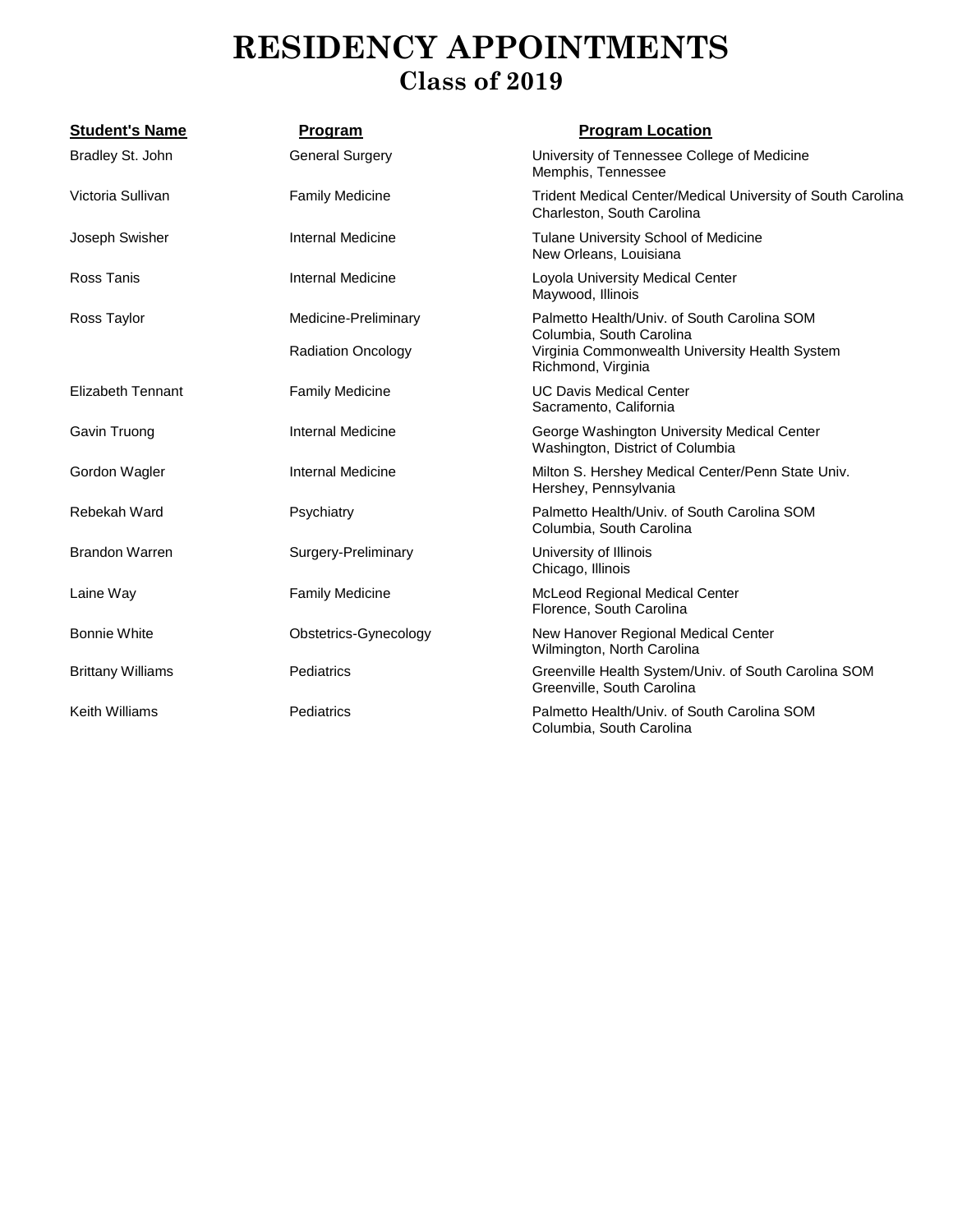# RESIDENCY APPOINTMENTS
## Class of 2019

| Student's Name | Program | Program Location |
|---|---|---|
| Bradley St. John | General Surgery | University of Tennessee College of Medicine<br>Memphis, Tennessee |
| Victoria Sullivan | Family Medicine | Trident Medical Center/Medical University of South Carolina<br>Charleston, South Carolina |
| Joseph Swisher | Internal Medicine | Tulane University School of Medicine<br>New Orleans, Louisiana |
| Ross Tanis | Internal Medicine | Loyola University Medical Center<br>Maywood, Illinois |
| Ross Taylor | Medicine-Preliminary | Palmetto Health/Univ. of South Carolina SOM<br>Columbia, South Carolina |
| | Radiation Oncology | Virginia Commonwealth University Health System<br>Richmond, Virginia |
| Elizabeth Tennant | Family Medicine | UC Davis Medical Center<br>Sacramento, California |
| Gavin Truong | Internal Medicine | George Washington University Medical Center<br>Washington, District of Columbia |
| Gordon Wagler | Internal Medicine | Milton S. Hershey Medical Center/Penn State Univ.<br>Hershey, Pennsylvania |
| Rebekah Ward | Psychiatry | Palmetto Health/Univ. of South Carolina SOM<br>Columbia, South Carolina |
| Brandon Warren | Surgery-Preliminary | University of Illinois<br>Chicago, Illinois |
| Laine Way | Family Medicine | McLeod Regional Medical Center<br>Florence, South Carolina |
| Bonnie White | Obstetrics-Gynecology | New Hanover Regional Medical Center<br>Wilmington, North Carolina |
| Brittany Williams | Pediatrics | Greenville Health System/Univ. of South Carolina SOM<br>Greenville, South Carolina |
| Keith Williams | Pediatrics | Palmetto Health/Univ. of South Carolina SOM<br>Columbia, South Carolina |